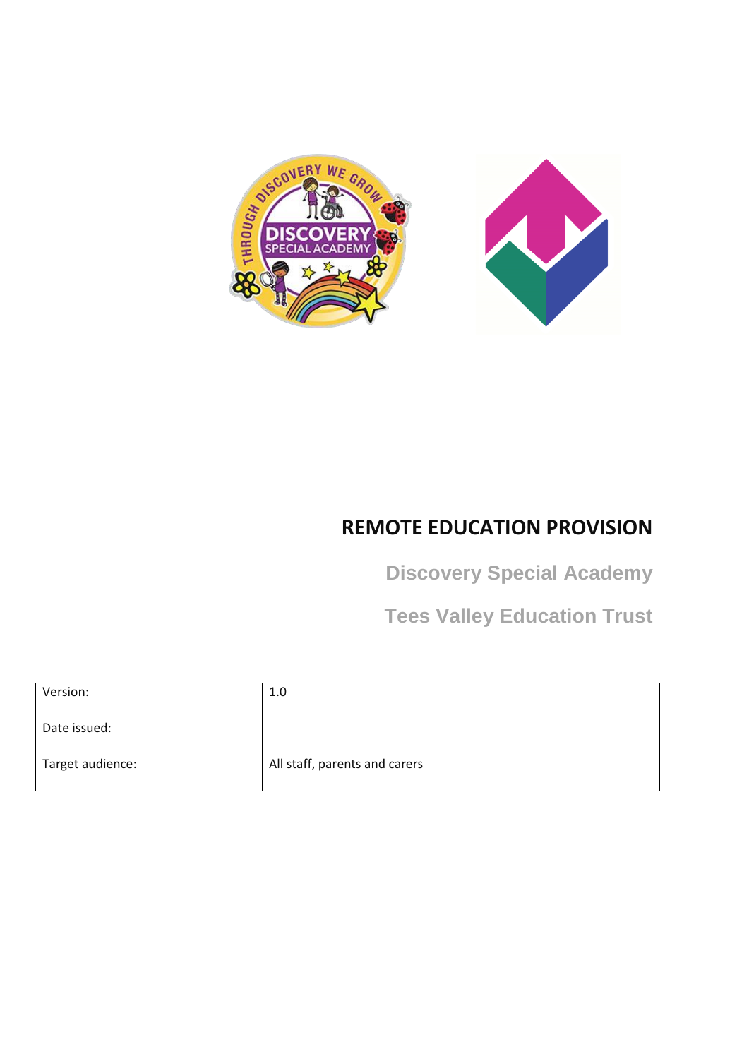# REMOTE EDUCATION PROVISION

**Discovery Special Academy**

**Tees Valley Education Trust**

| Version: | 1.0 |
|---|---|
| Date issued: | |
| Target audience: | All staff, parents and carers |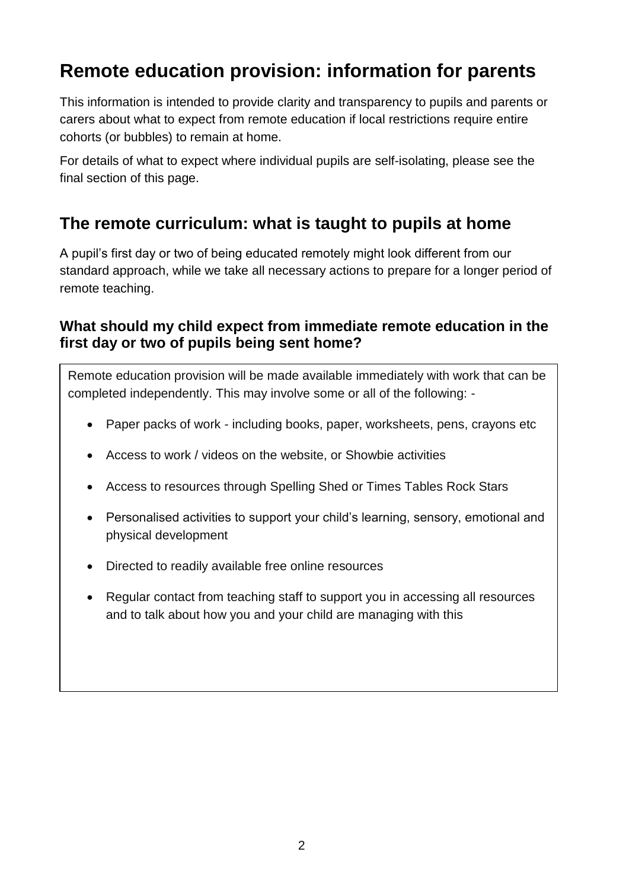# Remote education provision: information for parents

This information is intended to provide clarity and transparency to pupils and parents or carers about what to expect from remote education if local restrictions require entire cohorts (or bubbles) to remain at home.

For details of what to expect where individual pupils are self-isolating, please see the final section of this page.

## The remote curriculum: what is taught to pupils at home

A pupil's first day or two of being educated remotely might look different from our standard approach, while we take all necessary actions to prepare for a longer period of remote teaching.

### What should my child expect from immediate remote education in the first day or two of pupils being sent home?

Remote education provision will be made available immediately with work that can be completed independently. This may involve some or all of the following: -

- Paper packs of work - including books, paper, worksheets, pens, crayons etc
- Access to work / videos on the website, or Showbie activities
- Access to resources through Spelling Shed or Times Tables Rock Stars
- Personalised activities to support your child's learning, sensory, emotional and physical development
- Directed to readily available free online resources
- Regular contact from teaching staff to support you in accessing all resources and to talk about how you and your child are managing with this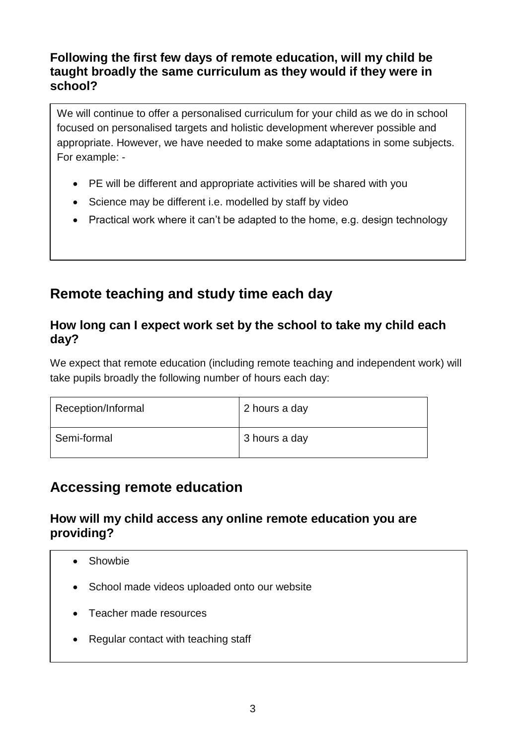### Following the first few days of remote education, will my child be taught broadly the same curriculum as they would if they were in school?

We will continue to offer a personalised curriculum for your child as we do in school focused on personalised targets and holistic development wherever possible and appropriate. However, we have needed to make some adaptations in some subjects. For example: -

- PE will be different and appropriate activities will be shared with you
- Science may be different i.e. modelled by staff by video
- Practical work where it can't be adapted to the home, e.g. design technology

## Remote teaching and study time each day

### How long can I expect work set by the school to take my child each day?

We expect that remote education (including remote teaching and independent work) will take pupils broadly the following number of hours each day:

| Reception/Informal | 2 hours a day |
|---|---|
| Semi-formal | 3 hours a day |

## Accessing remote education

### How will my child access any online remote education you are providing?

- Showbie
- School made videos uploaded onto our website
- Teacher made resources
- Regular contact with teaching staff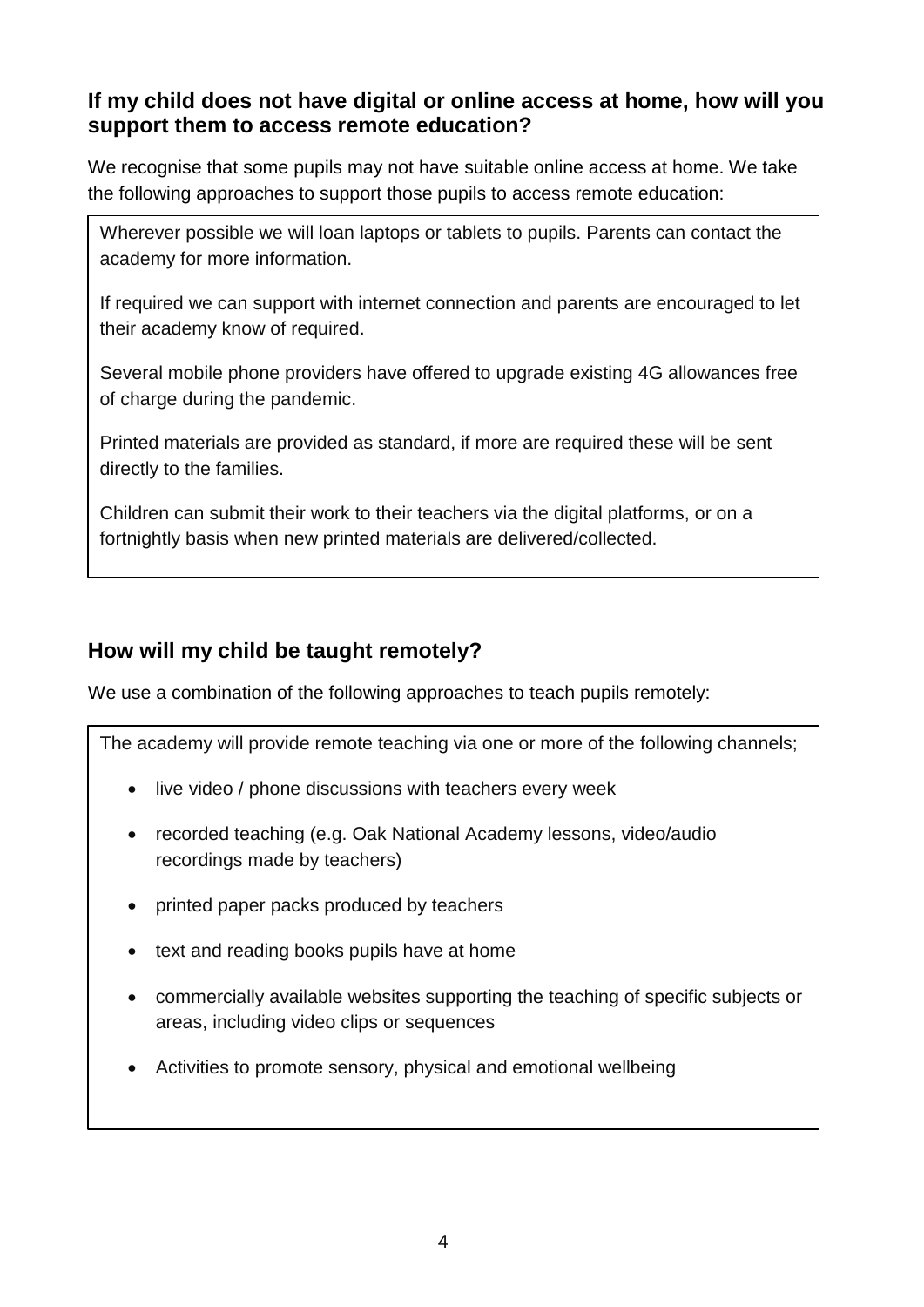### If my child does not have digital or online access at home, how will you support them to access remote education?

We recognise that some pupils may not have suitable online access at home. We take the following approaches to support those pupils to access remote education:

Wherever possible we will loan laptops or tablets to pupils. Parents can contact the academy for more information.

If required we can support with internet connection and parents are encouraged to let their academy know of required.

Several mobile phone providers have offered to upgrade existing 4G allowances free of charge during the pandemic.

Printed materials are provided as standard, if more are required these will be sent directly to the families.

Children can submit their work to their teachers via the digital platforms, or on a fortnightly basis when new printed materials are delivered/collected.

### How will my child be taught remotely?

We use a combination of the following approaches to teach pupils remotely:

The academy will provide remote teaching via one or more of the following channels;

- live video / phone discussions with teachers every week
- recorded teaching (e.g. Oak National Academy lessons, video/audio recordings made by teachers)
- printed paper packs produced by teachers
- text and reading books pupils have at home
- commercially available websites supporting the teaching of specific subjects or areas, including video clips or sequences
- Activities to promote sensory, physical and emotional wellbeing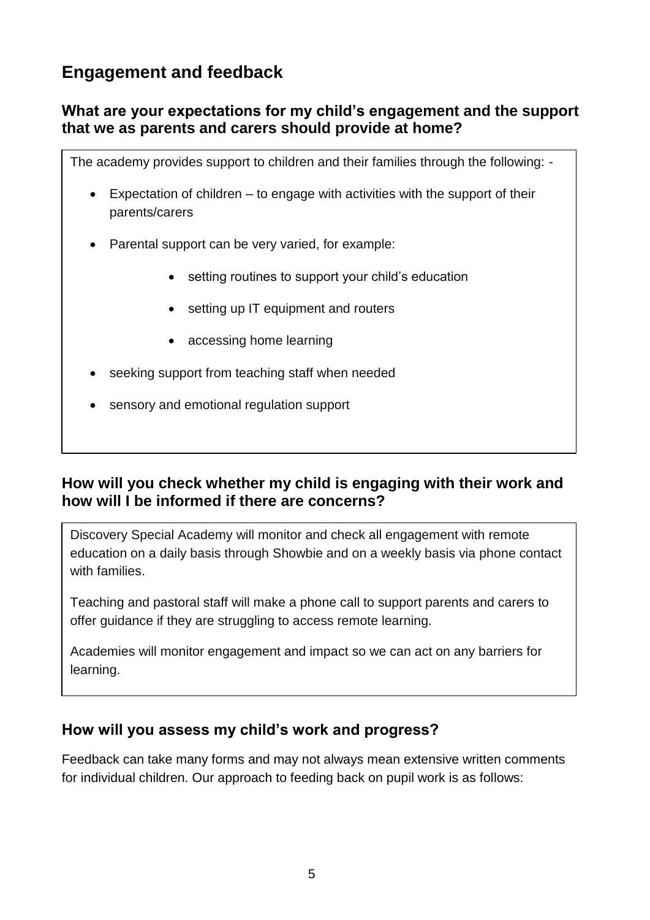## Engagement and feedback

### What are your expectations for my child's engagement and the support that we as parents and carers should provide at home?

The academy provides support to children and their families through the following: -

- Expectation of children – to engage with activities with the support of their parents/carers
- Parental support can be very varied, for example:
    - setting routines to support your child's education
    - setting up IT equipment and routers
    - accessing home learning
- seeking support from teaching staff when needed
- sensory and emotional regulation support

### How will you check whether my child is engaging with their work and how will I be informed if there are concerns?

Discovery Special Academy will monitor and check all engagement with remote education on a daily basis through Showbie and on a weekly basis via phone contact with families.

Teaching and pastoral staff will make a phone call to support parents and carers to offer guidance if they are struggling to access remote learning.

Academies will monitor engagement and impact so we can act on any barriers for learning.

### How will you assess my child's work and progress?

Feedback can take many forms and may not always mean extensive written comments for individual children. Our approach to feeding back on pupil work is as follows: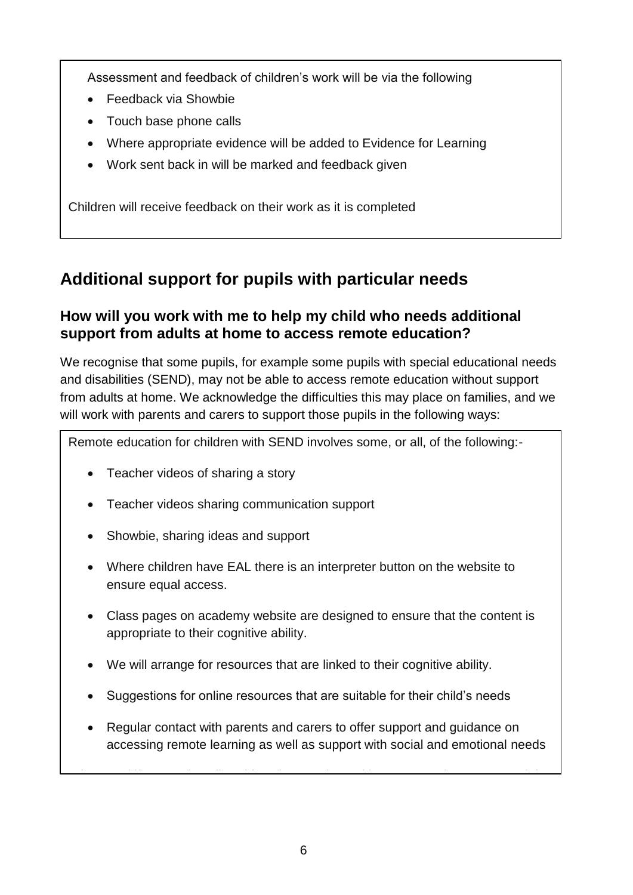Assessment and feedback of children's work will be via the following

- Feedback via Showbie
- Touch base phone calls
- Where appropriate evidence will be added to Evidence for Learning
- Work sent back in will be marked and feedback given

Children will receive feedback on their work as it is completed

## Additional support for pupils with particular needs

### How will you work with me to help my child who needs additional support from adults at home to access remote education?

We recognise that some pupils, for example some pupils with special educational needs and disabilities (SEND), may not be able to access remote education without support from adults at home. We acknowledge the difficulties this may place on families, and we will work with parents and carers to support those pupils in the following ways:

Remote education for children with SEND involves some, or all, of the following:-

- Teacher videos of sharing a story
- Teacher videos sharing communication support
- Showbie, sharing ideas and support
- Where children have EAL there is an interpreter button on the website to ensure equal access.
- Class pages on academy website are designed to ensure that the content is appropriate to their cognitive ability.
- We will arrange for resources that are linked to their cognitive ability.
- Suggestions for online resources that are suitable for their child's needs
- Regular contact with parents and carers to offer support and guidance on accessing remote learning as well as support with social and emotional needs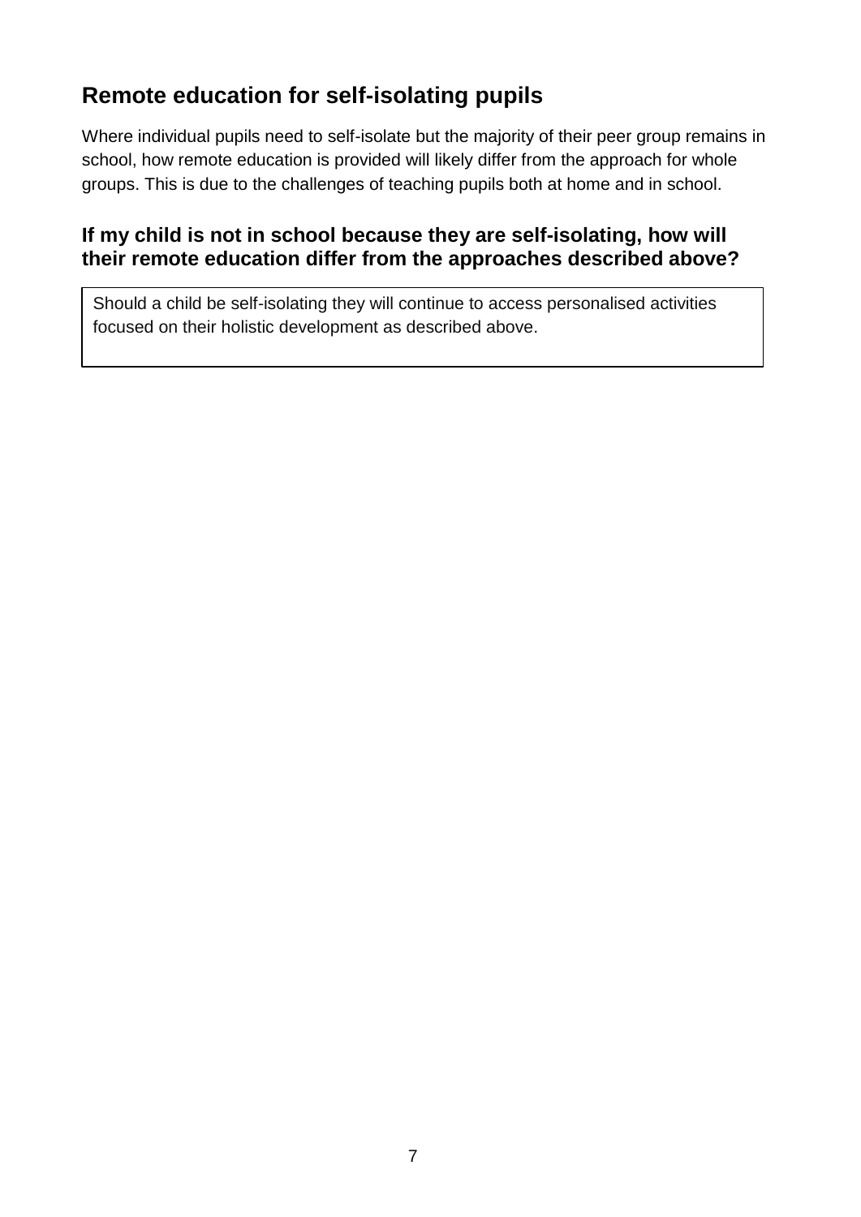## Remote education for self-isolating pupils

Where individual pupils need to self-isolate but the majority of their peer group remains in school, how remote education is provided will likely differ from the approach for whole groups. This is due to the challenges of teaching pupils both at home and in school.

### If my child is not in school because they are self-isolating, how will their remote education differ from the approaches described above?

Should a child be self-isolating they will continue to access personalised activities focused on their holistic development as described above.